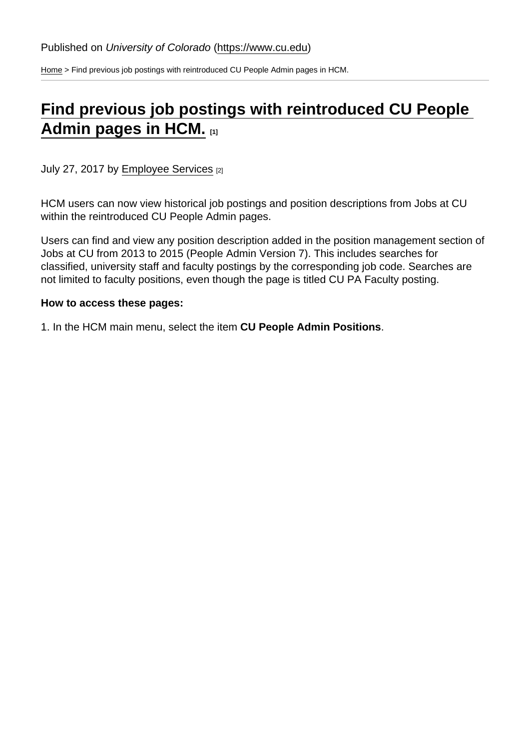Published on *University of Colorado* (https://www.cu.edu)

Home > Find previous job postings with reintroduced CU People Admin pages in HCM.

# Find previous job postings with reintroduced CU People Admin pages in HCM. [1]

July 27, 2017 by Employee Services [2]

HCM users can now view historical job postings and position descriptions from Jobs at CU within the reintroduced CU People Admin pages.

Users can find and view any position description added in the position management section of Jobs at CU from 2013 to 2015 (People Admin Version 7). This includes searches for classified, university staff and faculty postings by the corresponding job code. Searches are not limited to faculty positions, even though the page is titled CU PA Faculty posting.

**How to access these pages:**

1. In the HCM main menu, select the item **CU People Admin Positions**.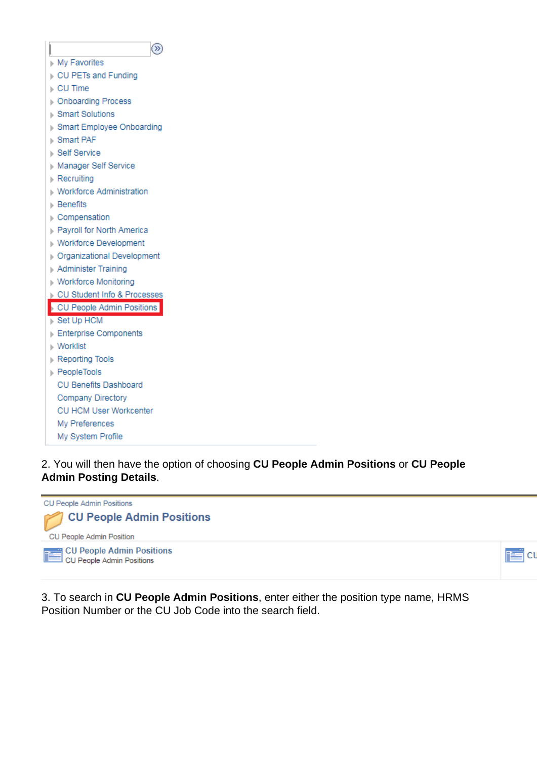- My Favorites
- CU PETs and Funding
- CU Time
- Onboarding Process
- Smart Solutions
- Smart Employee Onboarding
- Smart PAF
- Self Service
- Manager Self Service
- Recruiting
- Workforce Administration
- Benefits
- Compensation
- Payroll for North America
- Workforce Development
- Organizational Development
- Administer Training
- Workforce Monitoring
- CU Student Info & Processes
- CU People Admin Positions
- Set Up HCM
- Enterprise Components
- Worklist
- Reporting Tools
- PeopleTools
- CU Benefits Dashboard
- Company Directory
- CU HCM User Workcenter
- My Preferences
- My System Profile

2. You will then have the option of choosing **CU People Admin Positions** or **CU People Admin Posting Details**.

CU People Admin Positions

**CU People Admin Positions**

CU People Admin Position

**CU People Admin Positions**
CU People Admin Positions

CU

3. To search in **CU People Admin Positions**, enter either the position type name, HRMS Position Number or the CU Job Code into the search field.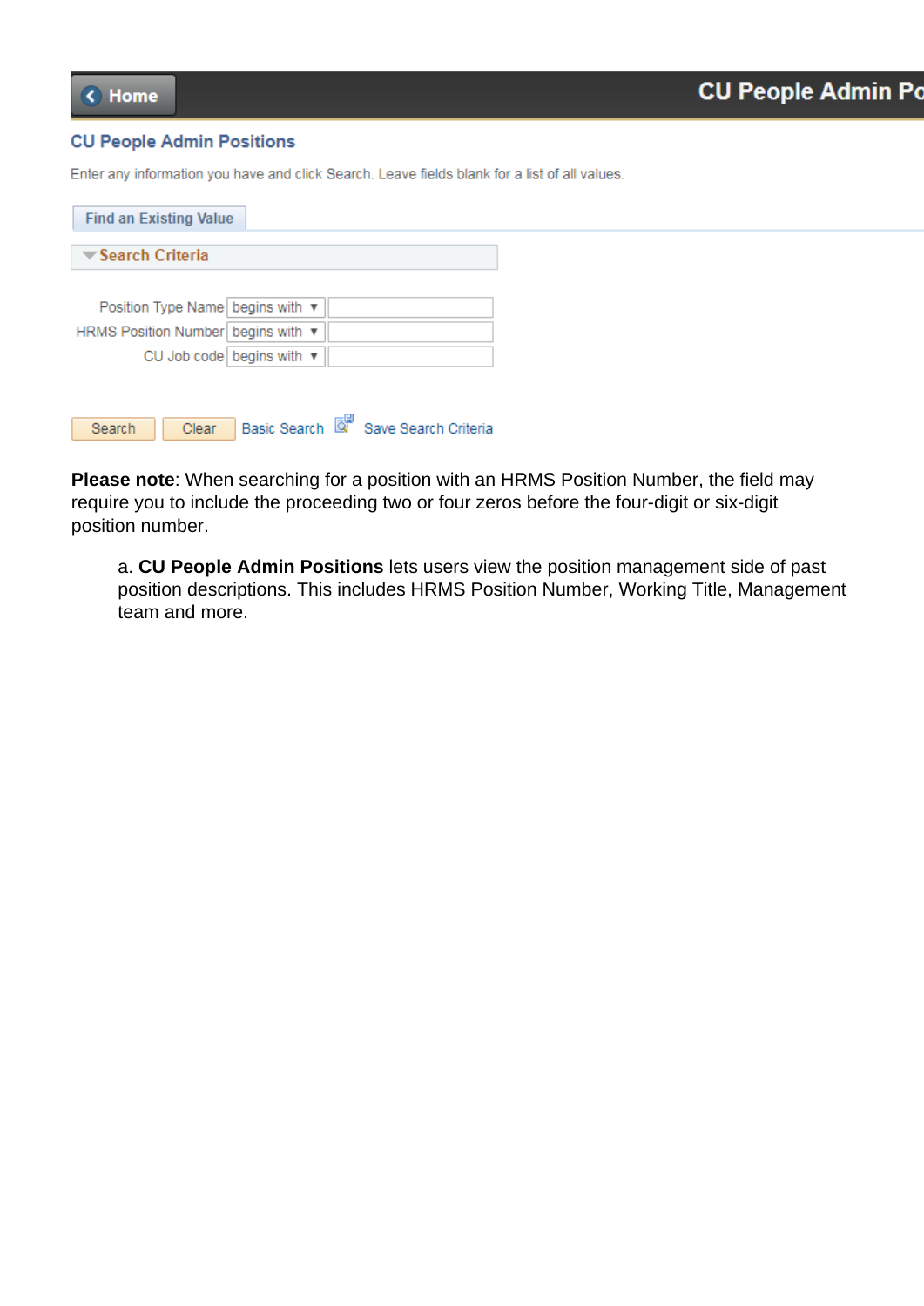Home

CU People Admin Po

CU People Admin Positions

Enter any information you have and click Search. Leave fields blank for a list of all values.

Find an Existing Value

Search Criteria

Position Type Name begins with

HRMS Position Number begins with

CU Job code begins with

Search Clear Basic Search Save Search Criteria

**Please note**: When searching for a position with an HRMS Position Number, the field may require you to include the proceeding two or four zeros before the four-digit or six-digit position number.

a. **CU People Admin Positions** lets users view the position management side of past position descriptions. This includes HRMS Position Number, Working Title, Management team and more.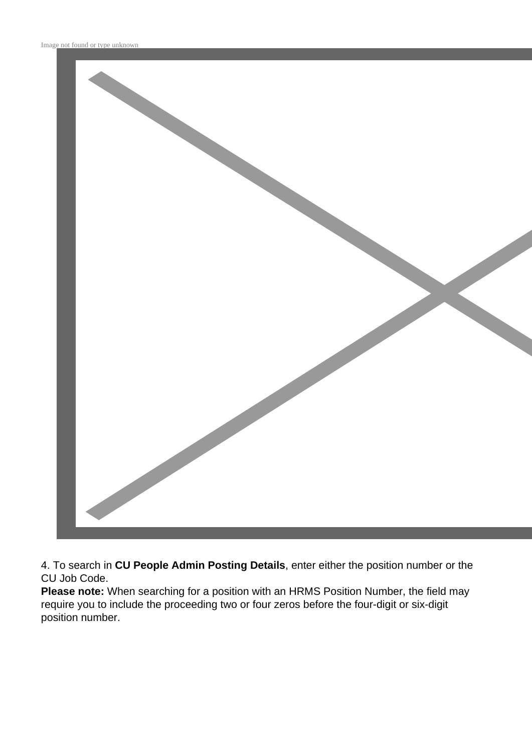Image not found or type unknown

4. To search in **CU People Admin Posting Details**, enter either the position number or the CU Job Code.
**Please note:** When searching for a position with an HRMS Position Number, the field may require you to include the proceeding two or four zeros before the four-digit or six-digit position number.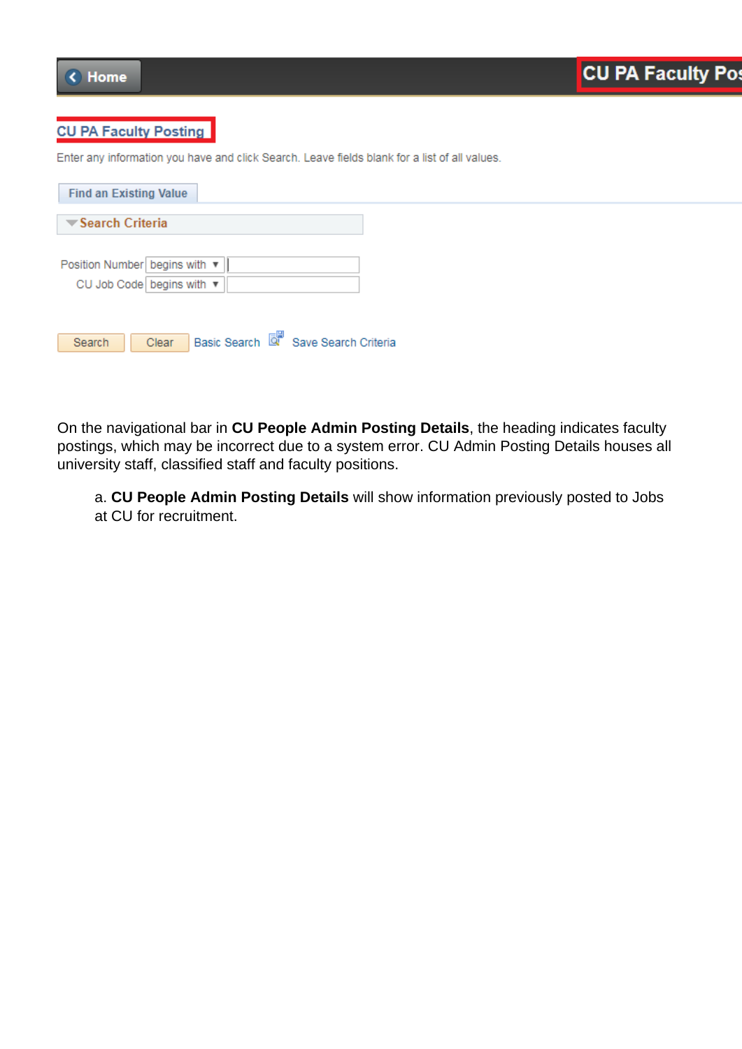Home

CU PA Faculty Pos

CU PA Faculty Posting

Enter any information you have and click Search. Leave fields blank for a list of all values.

Find an Existing Value

Search Criteria

Position Number begins with

CU Job Code begins with

Search   Clear   Basic Search   Save Search Criteria

On the navigational bar in **CU People Admin Posting Details**, the heading indicates faculty postings, which may be incorrect due to a system error. CU Admin Posting Details houses all university staff, classified staff and faculty positions.

a. **CU People Admin Posting Details** will show information previously posted to Jobs at CU for recruitment.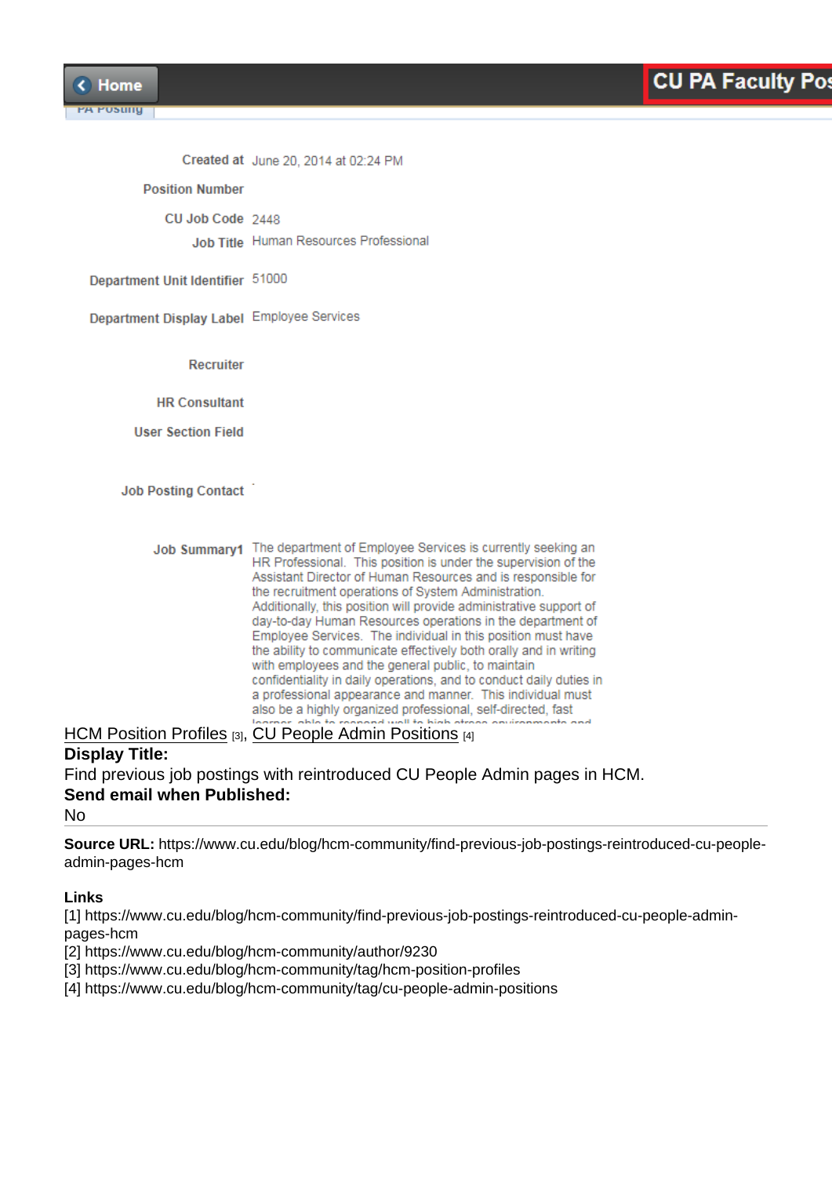Home | CU PA Faculty Pos

PA Posting

| | |
|---|---|
| Created at | June 20, 2014 at 02:24 PM |
| Position Number | |
| CU Job Code | 2448 |
| Job Title | Human Resources Professional |
| Department Unit Identifier | 51000 |
| Department Display Label | Employee Services |
| Recruiter | |
| HR Consultant | |
| User Section Field | |
| Job Posting Contact | |
| Job Summary1 | The department of Employee Services is currently seeking an HR Professional. This position is under the supervision of the Assistant Director of Human Resources and is responsible for the recruitment operations of System Administration. Additionally, this position will provide administrative support of day-to-day Human Resources operations in the department of Employee Services. The individual in this position must have the ability to communicate effectively both orally and in writing with employees and the general public, to maintain confidentiality in daily operations, and to conduct daily duties in a professional appearance and manner. This individual must also be a highly organized professional, self-directed, fast |

HCM Position Profiles [3], CU People Admin Positions [4]

**Display Title:**

Find previous job postings with reintroduced CU People Admin pages in HCM.

**Send email when Published:**

No

---

**Source URL:** https://www.cu.edu/blog/hcm-community/find-previous-job-postings-reintroduced-cu-people-admin-pages-hcm

**Links**

[1] https://www.cu.edu/blog/hcm-community/find-previous-job-postings-reintroduced-cu-people-admin-pages-hcm
[2] https://www.cu.edu/blog/hcm-community/author/9230
[3] https://www.cu.edu/blog/hcm-community/tag/hcm-position-profiles
[4] https://www.cu.edu/blog/hcm-community/tag/cu-people-admin-positions